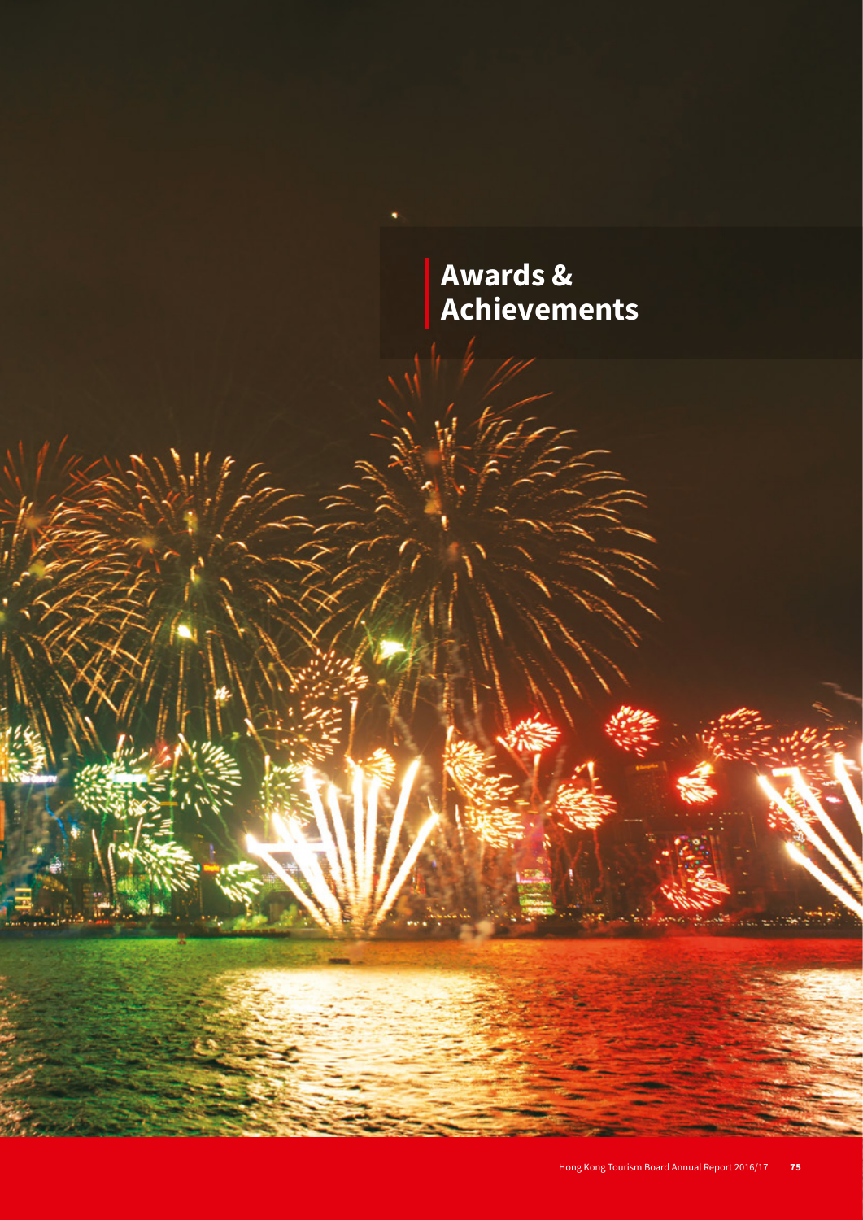# Awards & Achievements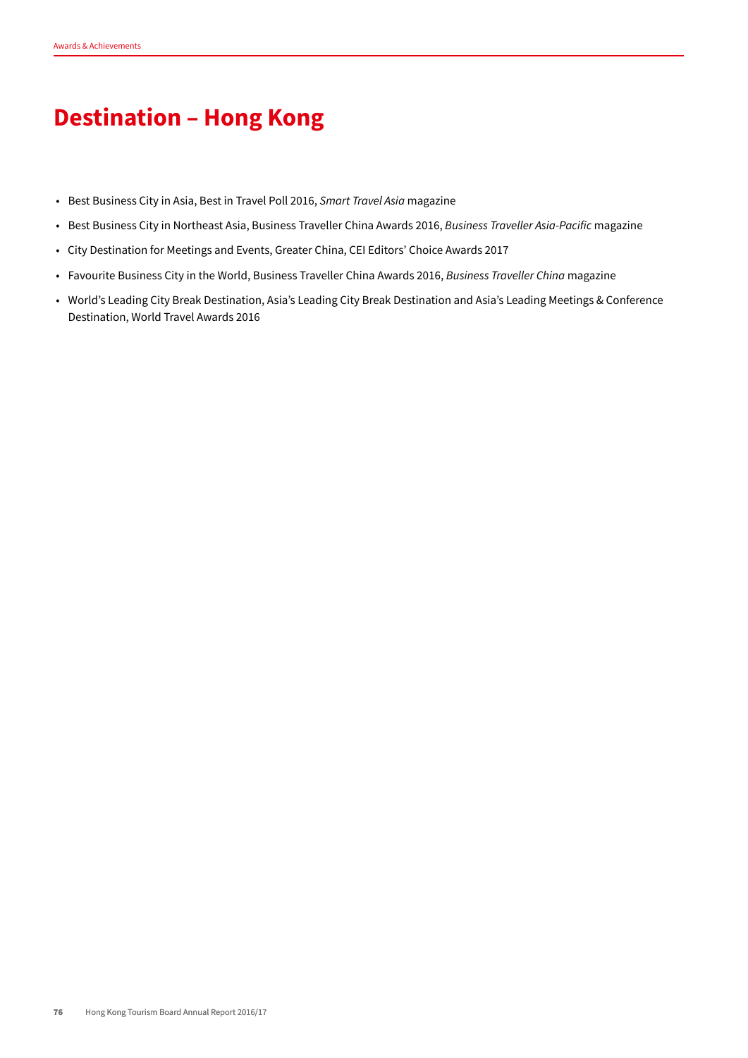# Destination – Hong Kong

- Best Business City in Asia, Best in Travel Poll 2016, *Smart Travel Asia* magazine
- Best Business City in Northeast Asia, Business Traveller China Awards 2016, *Business Traveller Asia-Pacific* magazine
- City Destination for Meetings and Events, Greater China, CEI Editors' Choice Awards 2017
- Favourite Business City in the World, Business Traveller China Awards 2016, *Business Traveller China* magazine
- World's Leading City Break Destination, Asia's Leading City Break Destination and Asia's Leading Meetings & Conference Destination, World Travel Awards 2016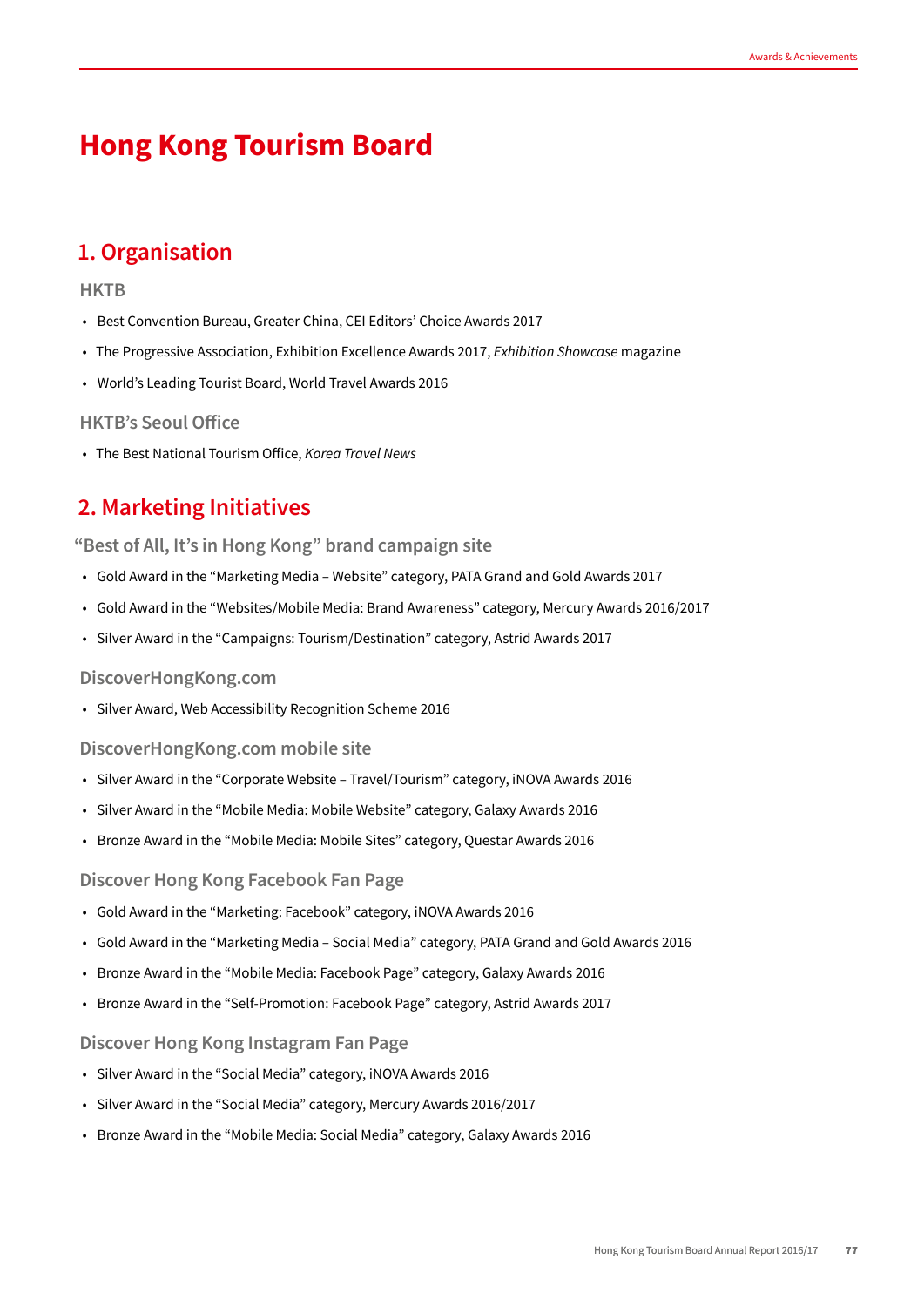# Hong Kong Tourism Board

## 1. Organisation

### HKTB

- Best Convention Bureau, Greater China, CEI Editors' Choice Awards 2017
- The Progressive Association, Exhibition Excellence Awards 2017, *Exhibition Showcase* magazine
- World's Leading Tourist Board, World Travel Awards 2016

### HKTB's Seoul Office

- The Best National Tourism Office, *Korea Travel News*

## 2. Marketing Initiatives

### "Best of All, It's in Hong Kong" brand campaign site

- Gold Award in the "Marketing Media – Website" category, PATA Grand and Gold Awards 2017
- Gold Award in the "Websites/Mobile Media: Brand Awareness" category, Mercury Awards 2016/2017
- Silver Award in the "Campaigns: Tourism/Destination" category, Astrid Awards 2017

### DiscoverHongKong.com

- Silver Award, Web Accessibility Recognition Scheme 2016

### DiscoverHongKong.com mobile site

- Silver Award in the "Corporate Website – Travel/Tourism" category, iNOVA Awards 2016
- Silver Award in the "Mobile Media: Mobile Website" category, Galaxy Awards 2016
- Bronze Award in the "Mobile Media: Mobile Sites" category, Questar Awards 2016

### Discover Hong Kong Facebook Fan Page

- Gold Award in the "Marketing: Facebook" category, iNOVA Awards 2016
- Gold Award in the "Marketing Media – Social Media" category, PATA Grand and Gold Awards 2016
- Bronze Award in the "Mobile Media: Facebook Page" category, Galaxy Awards 2016
- Bronze Award in the "Self-Promotion: Facebook Page" category, Astrid Awards 2017

### Discover Hong Kong Instagram Fan Page

- Silver Award in the "Social Media" category, iNOVA Awards 2016
- Silver Award in the "Social Media" category, Mercury Awards 2016/2017
- Bronze Award in the "Mobile Media: Social Media" category, Galaxy Awards 2016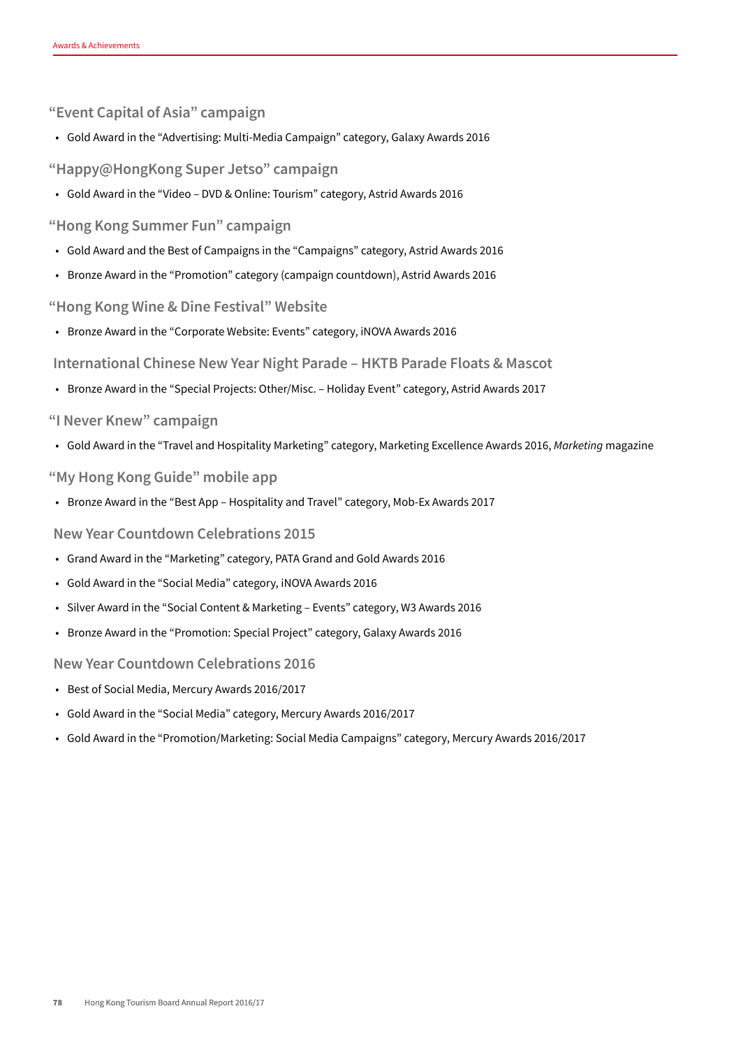### “Event Capital of Asia” campaign

- Gold Award in the “Advertising: Multi-Media Campaign” category, Galaxy Awards 2016

### “Happy@HongKong Super Jetso” campaign

- Gold Award in the “Video – DVD & Online: Tourism” category, Astrid Awards 2016

### “Hong Kong Summer Fun” campaign

- Gold Award and the Best of Campaigns in the “Campaigns” category, Astrid Awards 2016
- Bronze Award in the “Promotion” category (campaign countdown), Astrid Awards 2016

### “Hong Kong Wine & Dine Festival” Website

- Bronze Award in the “Corporate Website: Events” category, iNOVA Awards 2016

### International Chinese New Year Night Parade – HKTB Parade Floats & Mascot

- Bronze Award in the “Special Projects: Other/Misc. – Holiday Event” category, Astrid Awards 2017

### “I Never Knew” campaign

- Gold Award in the “Travel and Hospitality Marketing” category, Marketing Excellence Awards 2016, *Marketing* magazine

### “My Hong Kong Guide” mobile app

- Bronze Award in the “Best App – Hospitality and Travel” category, Mob-Ex Awards 2017

### New Year Countdown Celebrations 2015

- Grand Award in the “Marketing” category, PATA Grand and Gold Awards 2016
- Gold Award in the “Social Media” category, iNOVA Awards 2016
- Silver Award in the “Social Content & Marketing – Events” category, W3 Awards 2016
- Bronze Award in the “Promotion: Special Project” category, Galaxy Awards 2016

### New Year Countdown Celebrations 2016

- Best of Social Media, Mercury Awards 2016/2017
- Gold Award in the “Social Media” category, Mercury Awards 2016/2017
- Gold Award in the “Promotion/Marketing: Social Media Campaigns” category, Mercury Awards 2016/2017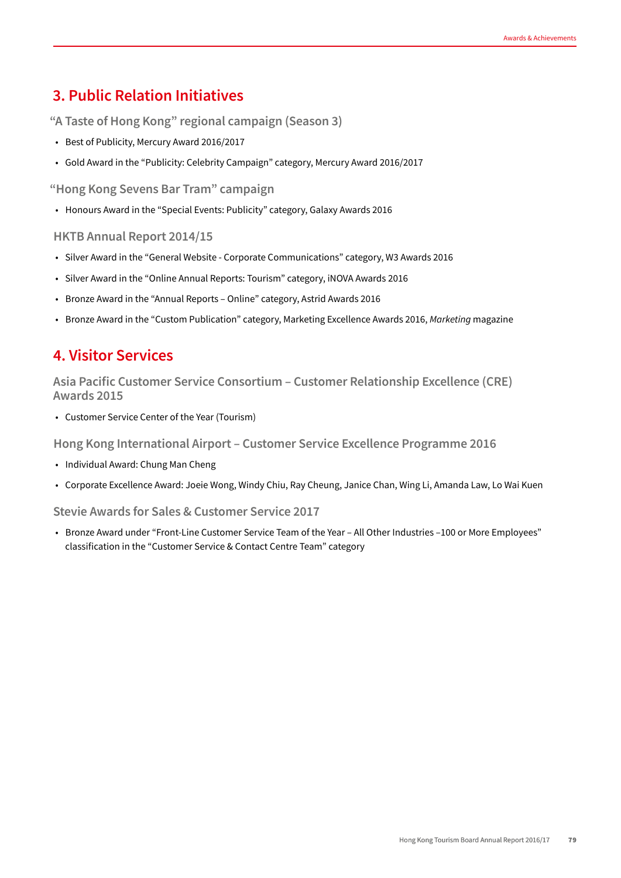## 3. Public Relation Initiatives

### “A Taste of Hong Kong” regional campaign (Season 3)

- Best of Publicity, Mercury Award 2016/2017
- Gold Award in the “Publicity: Celebrity Campaign” category, Mercury Award 2016/2017

### “Hong Kong Sevens Bar Tram” campaign

- Honours Award in the “Special Events: Publicity” category, Galaxy Awards 2016

### HKTB Annual Report 2014/15

- Silver Award in the “General Website - Corporate Communications” category, W3 Awards 2016
- Silver Award in the “Online Annual Reports: Tourism” category, iNOVA Awards 2016
- Bronze Award in the “Annual Reports – Online” category, Astrid Awards 2016
- Bronze Award in the “Custom Publication” category, Marketing Excellence Awards 2016, *Marketing* magazine

## 4. Visitor Services

### Asia Pacific Customer Service Consortium – Customer Relationship Excellence (CRE) Awards 2015

- Customer Service Center of the Year (Tourism)

### Hong Kong International Airport – Customer Service Excellence Programme 2016

- Individual Award: Chung Man Cheng
- Corporate Excellence Award: Joeie Wong, Windy Chiu, Ray Cheung, Janice Chan, Wing Li, Amanda Law, Lo Wai Kuen

### Stevie Awards for Sales & Customer Service 2017

- Bronze Award under “Front-Line Customer Service Team of the Year – All Other Industries –100 or More Employees” classification in the “Customer Service & Contact Centre Team” category